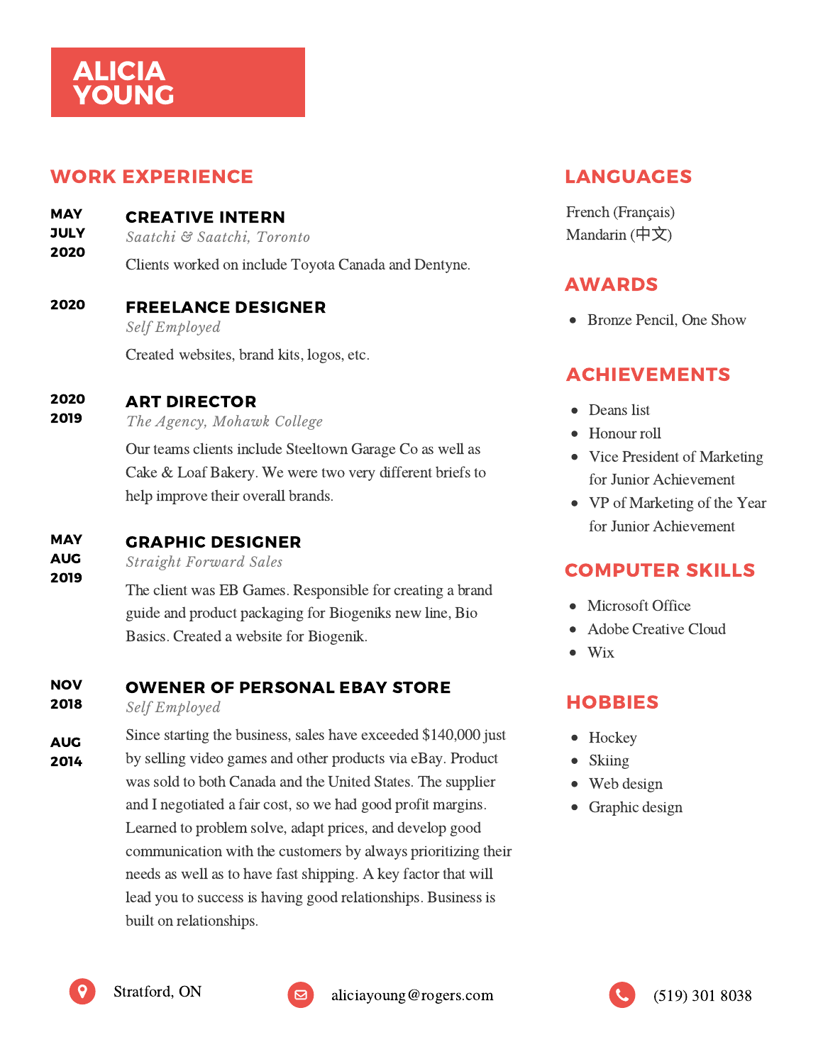# ALICIA YOUNG

## WORK EXPERIENCE

**MAY JULY 2020**

### CREATIVE INTERN

*Saatchi & Saatchi, Toronto*

Clients worked on include Toyota Canada and Dentyne.

**2020**

### FREELANCE DESIGNER

*Self Employed*

Created websites, brand kits, logos, etc.

**2020 2019**

### ART DIRECTOR

*The Agency, Mohawk College*

Our teams clients include Steeltown Garage Co as well as Cake & Loaf Bakery. We were two very different briefs to help improve their overall brands.

**MAY AUG 2019**

### GRAPHIC DESIGNER

*Straight Forward Sales*

The client was EB Games. Responsible for creating a brand guide and product packaging for Biogeniks new line, Bio Basics. Created a website for Biogenik.

**NOV 2018**

**AUG 2014**

### OWENER OF PERSONAL EBAY STORE

*Self Employed*

Since starting the business, sales have exceeded $140,000 just by selling video games and other products via eBay. Product was sold to both Canada and the United States. The supplier and I negotiated a fair cost, so we had good profit margins. Learned to problem solve, adapt prices, and develop good communication with the customers by always prioritizing their needs as well as to have fast shipping. A key factor that will lead you to success is having good relationships. Business is built on relationships.

## LANGUAGES

French (Français)

Mandarin (中文)

## AWARDS

- Bronze Pencil, One Show

## ACHIEVEMENTS

- Deans list
- Honour roll
- Vice President of Marketing for Junior Achievement
- VP of Marketing of the Year for Junior Achievement

## COMPUTER SKILLS

- Microsoft Office
- Adobe Creative Cloud
- Wix

## HOBBIES

- Hockey
- Skiing
- Web design
- Graphic design

Stratford, ON

aliciayoung@rogers.com

(519) 301 8038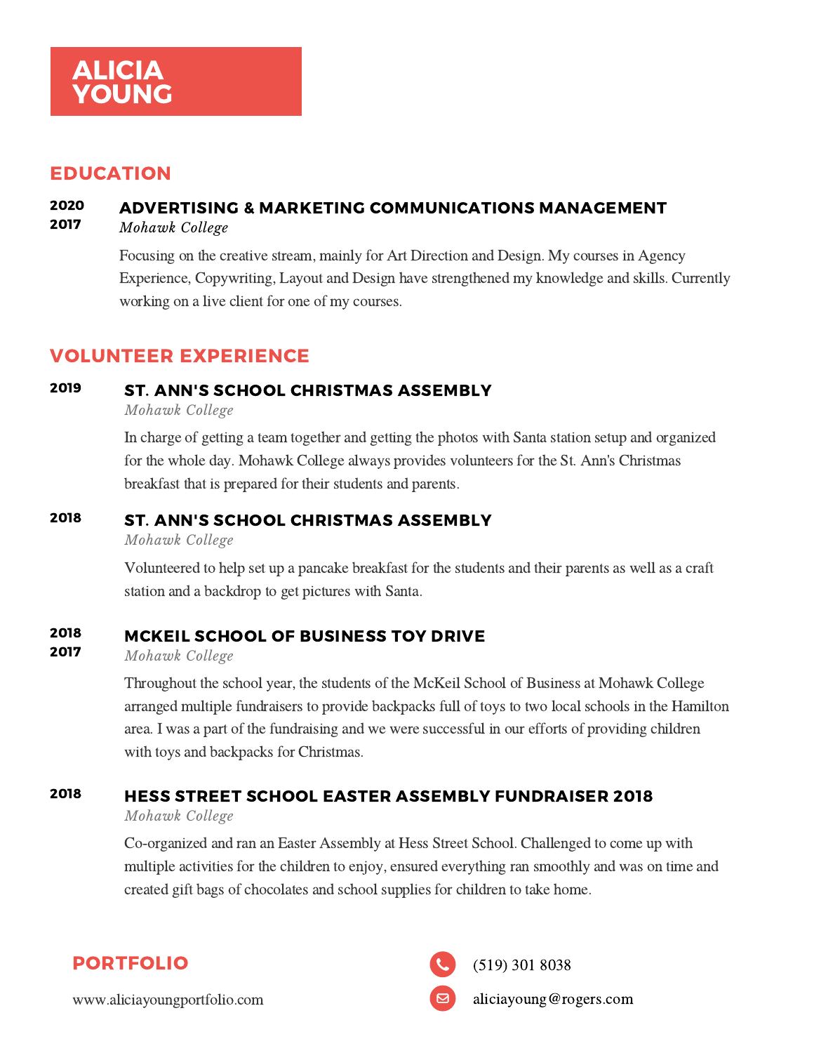# ALICIA YOUNG

## EDUCATION

**2020**
**2017**

### ADVERTISING & MARKETING COMMUNICATIONS MANAGEMENT

*Mohawk College*

Focusing on the creative stream, mainly for Art Direction and Design. My courses in Agency Experience, Copywriting, Layout and Design have strengthened my knowledge and skills. Currently working on a live client for one of my courses.

## VOLUNTEER EXPERIENCE

**2019**

### ST. ANN'S SCHOOL CHRISTMAS ASSEMBLY

*Mohawk College*

In charge of getting a team together and getting the photos with Santa station setup and organized for the whole day. Mohawk College always provides volunteers for the St. Ann's Christmas breakfast that is prepared for their students and parents.

**2018**

### ST. ANN'S SCHOOL CHRISTMAS ASSEMBLY

*Mohawk College*

Volunteered to help set up a pancake breakfast for the students and their parents as well as a craft station and a backdrop to get pictures with Santa.

**2018**
**2017**

### MCKEIL SCHOOL OF BUSINESS TOY DRIVE

*Mohawk College*

Throughout the school year, the students of the McKeil School of Business at Mohawk College arranged multiple fundraisers to provide backpacks full of toys to two local schools in the Hamilton area. I was a part of the fundraising and we were successful in our efforts of providing children with toys and backpacks for Christmas.

**2018**

### HESS STREET SCHOOL EASTER ASSEMBLY FUNDRAISER 2018

*Mohawk College*

Co-organized and ran an Easter Assembly at Hess Street School. Challenged to come up with multiple activities for the children to enjoy, ensured everything ran smoothly and was on time and created gift bags of chocolates and school supplies for children to take home.

## PORTFOLIO

www.aliciayoungportfolio.com

(519) 301 8038

aliciayoung@rogers.com